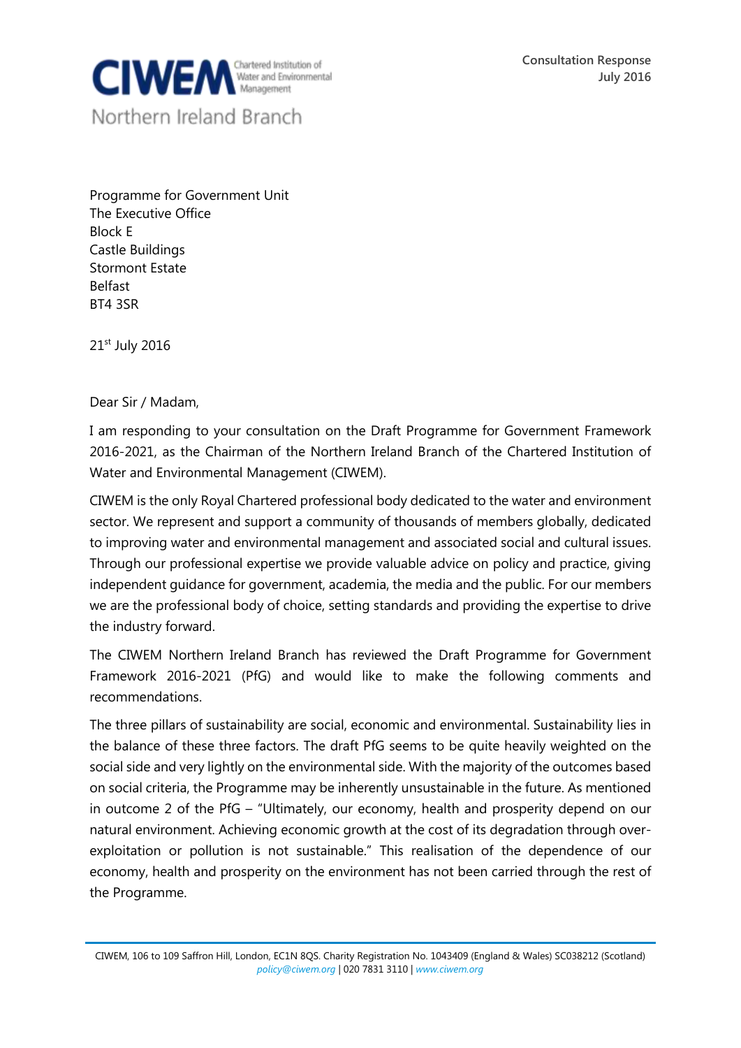CIWEM Chartered Institution of Water and Environmental Management

Northern Ireland Branch

Consultation Response
July 2016

Programme for Government Unit
The Executive Office
Block E
Castle Buildings
Stormont Estate
Belfast
BT4 3SR

21st July 2016

Dear Sir / Madam,

I am responding to your consultation on the Draft Programme for Government Framework 2016-2021, as the Chairman of the Northern Ireland Branch of the Chartered Institution of Water and Environmental Management (CIWEM).

CIWEM is the only Royal Chartered professional body dedicated to the water and environment sector. We represent and support a community of thousands of members globally, dedicated to improving water and environmental management and associated social and cultural issues. Through our professional expertise we provide valuable advice on policy and practice, giving independent guidance for government, academia, the media and the public. For our members we are the professional body of choice, setting standards and providing the expertise to drive the industry forward.

The CIWEM Northern Ireland Branch has reviewed the Draft Programme for Government Framework 2016-2021 (PfG) and would like to make the following comments and recommendations.

The three pillars of sustainability are social, economic and environmental. Sustainability lies in the balance of these three factors. The draft PfG seems to be quite heavily weighted on the social side and very lightly on the environmental side. With the majority of the outcomes based on social criteria, the Programme may be inherently unsustainable in the future. As mentioned in outcome 2 of the PfG – "Ultimately, our economy, health and prosperity depend on our natural environment. Achieving economic growth at the cost of its degradation through over-exploitation or pollution is not sustainable." This realisation of the dependence of our economy, health and prosperity on the environment has not been carried through the rest of the Programme.

CIWEM, 106 to 109 Saffron Hill, London, EC1N 8QS. Charity Registration No. 1043409 (England & Wales) SC038212 (Scotland)
policy@ciwem.org | 020 7831 3110 | www.ciwem.org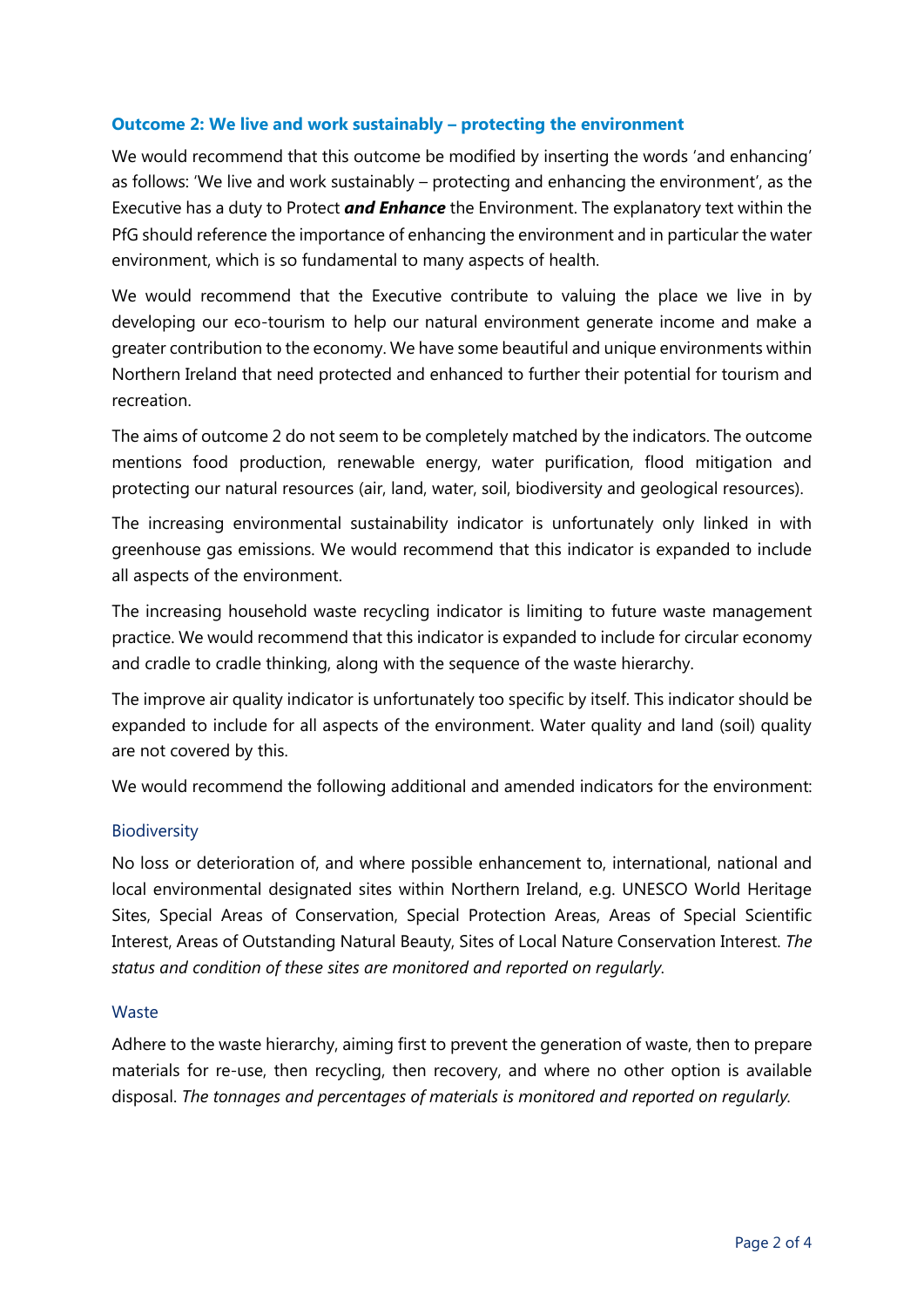### Outcome 2: We live and work sustainably – protecting the environment

We would recommend that this outcome be modified by inserting the words 'and enhancing' as follows: 'We live and work sustainably – protecting and enhancing the environment', as the Executive has a duty to Protect ***and Enhance*** the Environment. The explanatory text within the PfG should reference the importance of enhancing the environment and in particular the water environment, which is so fundamental to many aspects of health.

We would recommend that the Executive contribute to valuing the place we live in by developing our eco-tourism to help our natural environment generate income and make a greater contribution to the economy. We have some beautiful and unique environments within Northern Ireland that need protected and enhanced to further their potential for tourism and recreation.

The aims of outcome 2 do not seem to be completely matched by the indicators. The outcome mentions food production, renewable energy, water purification, flood mitigation and protecting our natural resources (air, land, water, soil, biodiversity and geological resources).

The increasing environmental sustainability indicator is unfortunately only linked in with greenhouse gas emissions. We would recommend that this indicator is expanded to include all aspects of the environment.

The increasing household waste recycling indicator is limiting to future waste management practice. We would recommend that this indicator is expanded to include for circular economy and cradle to cradle thinking, along with the sequence of the waste hierarchy.

The improve air quality indicator is unfortunately too specific by itself. This indicator should be expanded to include for all aspects of the environment. Water quality and land (soil) quality are not covered by this.

We would recommend the following additional and amended indicators for the environment:

#### Biodiversity

No loss or deterioration of, and where possible enhancement to, international, national and local environmental designated sites within Northern Ireland, e.g. UNESCO World Heritage Sites, Special Areas of Conservation, Special Protection Areas, Areas of Special Scientific Interest, Areas of Outstanding Natural Beauty, Sites of Local Nature Conservation Interest. *The status and condition of these sites are monitored and reported on regularly.*

#### Waste

Adhere to the waste hierarchy, aiming first to prevent the generation of waste, then to prepare materials for re-use, then recycling, then recovery, and where no other option is available disposal. *The tonnages and percentages of materials is monitored and reported on regularly.*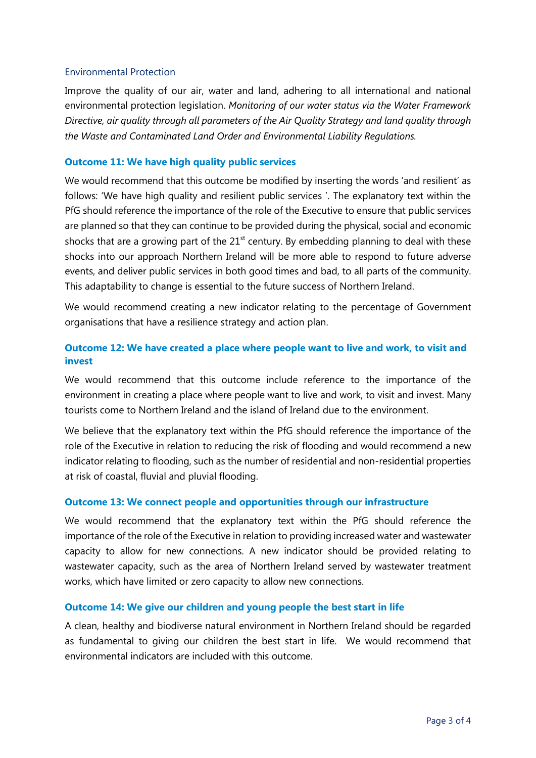### Environmental Protection

Improve the quality of our air, water and land, adhering to all international and national environmental protection legislation. *Monitoring of our water status via the Water Framework Directive, air quality through all parameters of the Air Quality Strategy and land quality through the Waste and Contaminated Land Order and Environmental Liability Regulations.*

### Outcome 11: We have high quality public services

We would recommend that this outcome be modified by inserting the words 'and resilient' as follows: 'We have high quality and resilient public services '. The explanatory text within the PfG should reference the importance of the role of the Executive to ensure that public services are planned so that they can continue to be provided during the physical, social and economic shocks that are a growing part of the 21st century. By embedding planning to deal with these shocks into our approach Northern Ireland will be more able to respond to future adverse events, and deliver public services in both good times and bad, to all parts of the community. This adaptability to change is essential to the future success of Northern Ireland.

We would recommend creating a new indicator relating to the percentage of Government organisations that have a resilience strategy and action plan.

### Outcome 12: We have created a place where people want to live and work, to visit and invest

We would recommend that this outcome include reference to the importance of the environment in creating a place where people want to live and work, to visit and invest. Many tourists come to Northern Ireland and the island of Ireland due to the environment.

We believe that the explanatory text within the PfG should reference the importance of the role of the Executive in relation to reducing the risk of flooding and would recommend a new indicator relating to flooding, such as the number of residential and non-residential properties at risk of coastal, fluvial and pluvial flooding.

### Outcome 13: We connect people and opportunities through our infrastructure

We would recommend that the explanatory text within the PfG should reference the importance of the role of the Executive in relation to providing increased water and wastewater capacity to allow for new connections. A new indicator should be provided relating to wastewater capacity, such as the area of Northern Ireland served by wastewater treatment works, which have limited or zero capacity to allow new connections.

### Outcome 14: We give our children and young people the best start in life

A clean, healthy and biodiverse natural environment in Northern Ireland should be regarded as fundamental to giving our children the best start in life. We would recommend that environmental indicators are included with this outcome.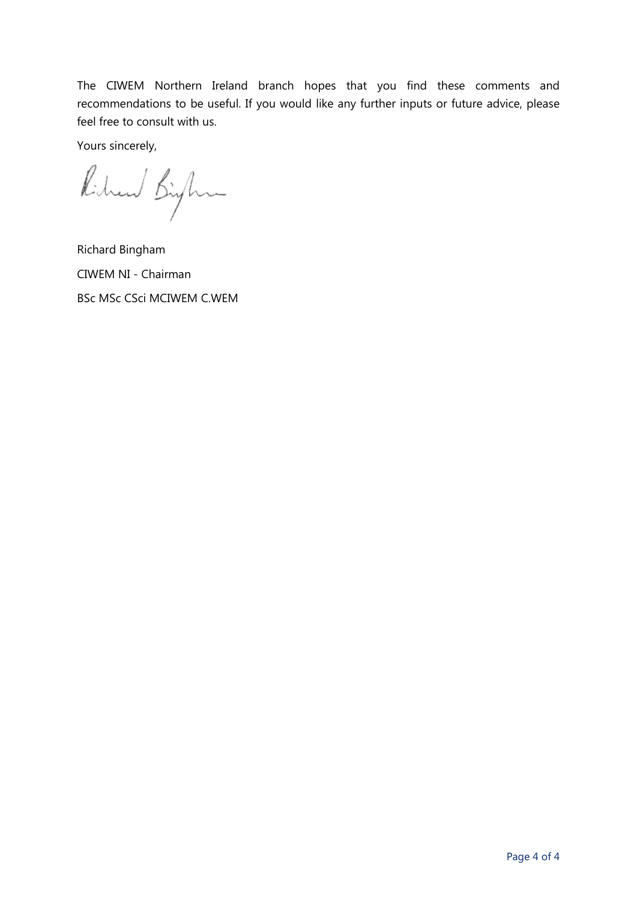The CIWEM Northern Ireland branch hopes that you find these comments and recommendations to be useful. If you would like any further inputs or future advice, please feel free to consult with us.

Yours sincerely,

Richard Bingham

CIWEM NI - Chairman

BSc MSc CSci MCIWEM C.WEM